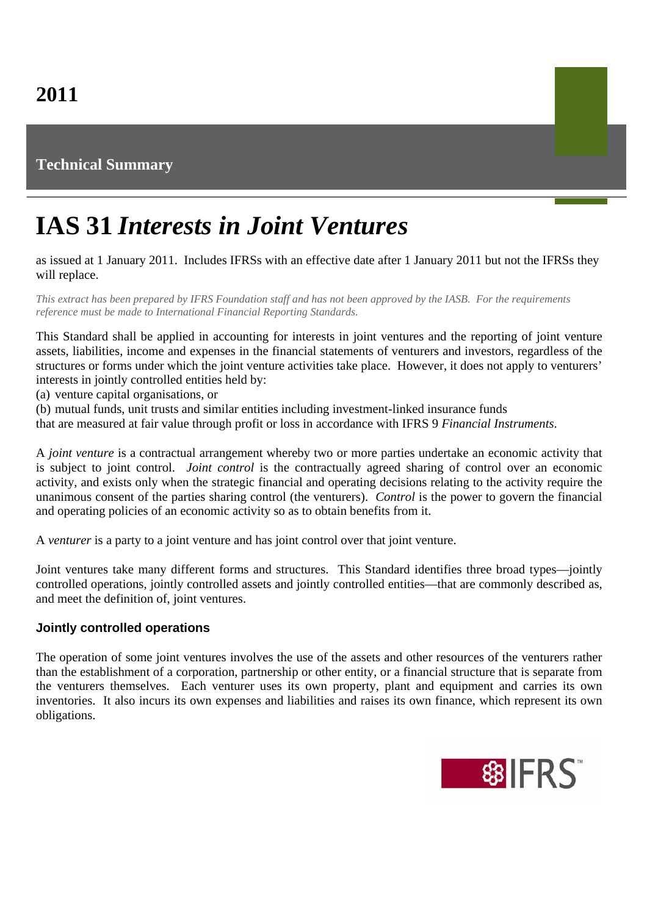2011

**Technical Summary**

# IAS 31 *Interests in Joint Ventures*

as issued at 1 January 2011. Includes IFRSs with an effective date after 1 January 2011 but not the IFRSs they will replace.

*This extract has been prepared by IFRS Foundation staff and has not been approved by the IASB. For the requirements reference must be made to International Financial Reporting Standards.*

This Standard shall be applied in accounting for interests in joint ventures and the reporting of joint venture assets, liabilities, income and expenses in the financial statements of venturers and investors, regardless of the structures or forms under which the joint venture activities take place. However, it does not apply to venturers' interests in jointly controlled entities held by:
(a) venture capital organisations, or
(b) mutual funds, unit trusts and similar entities including investment-linked insurance funds
that are measured at fair value through profit or loss in accordance with IFRS 9 *Financial Instruments*.

A *joint venture* is a contractual arrangement whereby two or more parties undertake an economic activity that is subject to joint control. *Joint control* is the contractually agreed sharing of control over an economic activity, and exists only when the strategic financial and operating decisions relating to the activity require the unanimous consent of the parties sharing control (the venturers). *Control* is the power to govern the financial and operating policies of an economic activity so as to obtain benefits from it.

A *venturer* is a party to a joint venture and has joint control over that joint venture.

Joint ventures take many different forms and structures. This Standard identifies three broad types—jointly controlled operations, jointly controlled assets and jointly controlled entities—that are commonly described as, and meet the definition of, joint ventures.

### Jointly controlled operations

The operation of some joint ventures involves the use of the assets and other resources of the venturers rather than the establishment of a corporation, partnership or other entity, or a financial structure that is separate from the venturers themselves. Each venturer uses its own property, plant and equipment and carries its own inventories. It also incurs its own expenses and liabilities and raises its own finance, which represent its own obligations.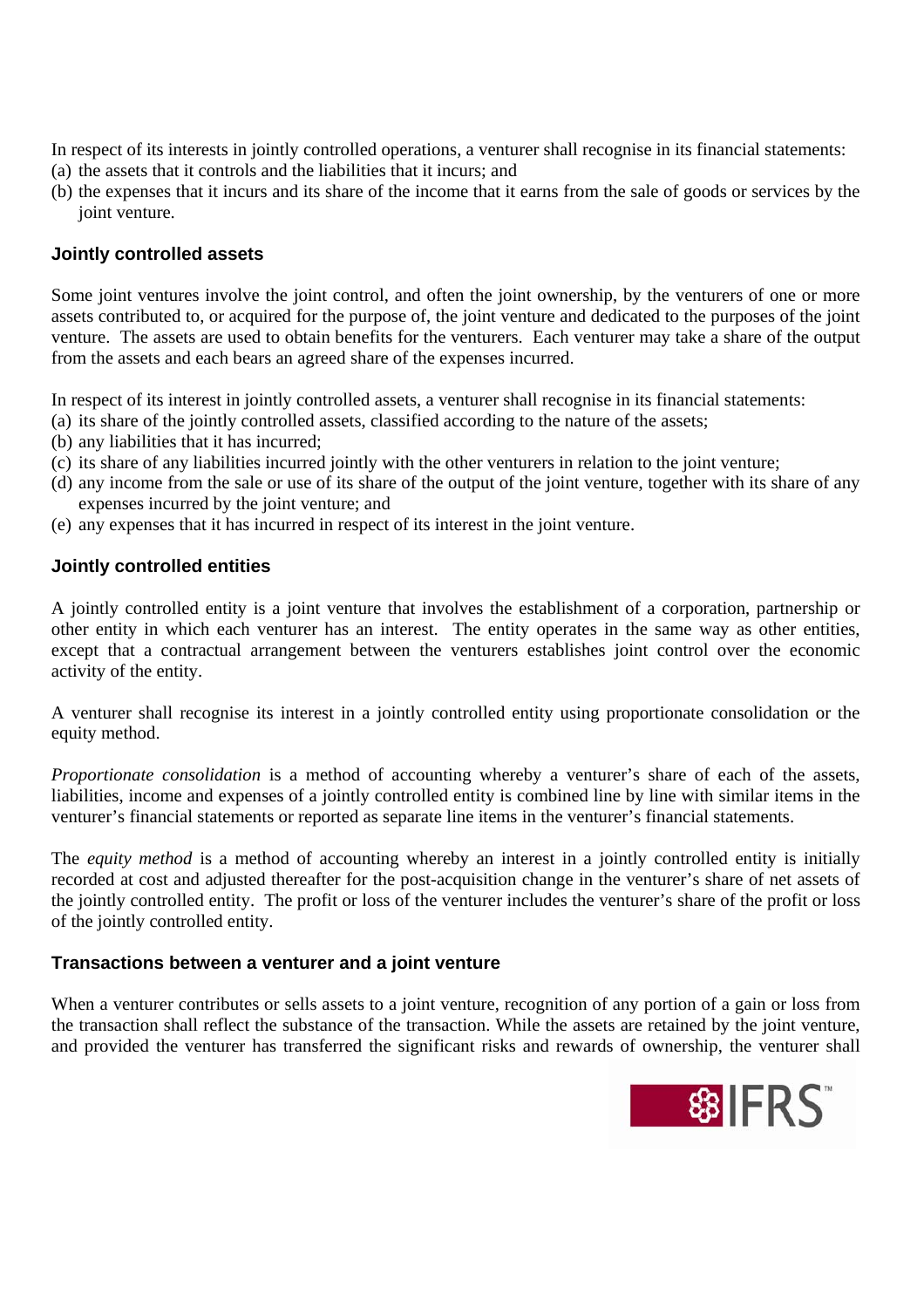In respect of its interests in jointly controlled operations, a venturer shall recognise in its financial statements:

(a) the assets that it controls and the liabilities that it incurs; and
(b) the expenses that it incurs and its share of the income that it earns from the sale of goods or services by the joint venture.

### Jointly controlled assets

Some joint ventures involve the joint control, and often the joint ownership, by the venturers of one or more assets contributed to, or acquired for the purpose of, the joint venture and dedicated to the purposes of the joint venture. The assets are used to obtain benefits for the venturers. Each venturer may take a share of the output from the assets and each bears an agreed share of the expenses incurred.

In respect of its interest in jointly controlled assets, a venturer shall recognise in its financial statements:

(a) its share of the jointly controlled assets, classified according to the nature of the assets;
(b) any liabilities that it has incurred;
(c) its share of any liabilities incurred jointly with the other venturers in relation to the joint venture;
(d) any income from the sale or use of its share of the output of the joint venture, together with its share of any expenses incurred by the joint venture; and
(e) any expenses that it has incurred in respect of its interest in the joint venture.

### Jointly controlled entities

A jointly controlled entity is a joint venture that involves the establishment of a corporation, partnership or other entity in which each venturer has an interest. The entity operates in the same way as other entities, except that a contractual arrangement between the venturers establishes joint control over the economic activity of the entity.

A venturer shall recognise its interest in a jointly controlled entity using proportionate consolidation or the equity method.

*Proportionate consolidation* is a method of accounting whereby a venturer's share of each of the assets, liabilities, income and expenses of a jointly controlled entity is combined line by line with similar items in the venturer's financial statements or reported as separate line items in the venturer's financial statements.

The *equity method* is a method of accounting whereby an interest in a jointly controlled entity is initially recorded at cost and adjusted thereafter for the post-acquisition change in the venturer's share of net assets of the jointly controlled entity. The profit or loss of the venturer includes the venturer's share of the profit or loss of the jointly controlled entity.

### Transactions between a venturer and a joint venture

When a venturer contributes or sells assets to a joint venture, recognition of any portion of a gain or loss from the transaction shall reflect the substance of the transaction. While the assets are retained by the joint venture, and provided the venturer has transferred the significant risks and rewards of ownership, the venturer shall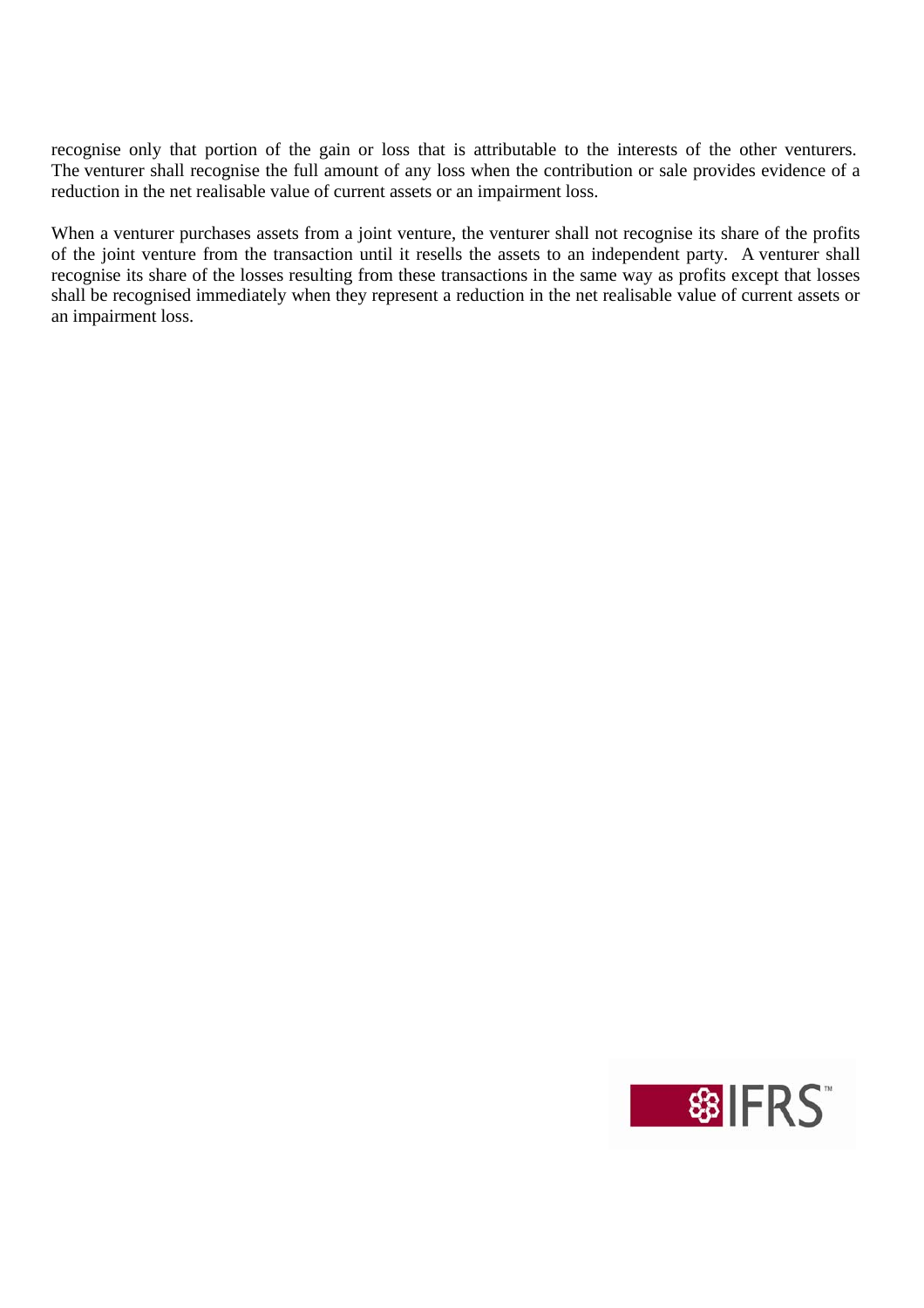recognise only that portion of the gain or loss that is attributable to the interests of the other venturers. The venturer shall recognise the full amount of any loss when the contribution or sale provides evidence of a reduction in the net realisable value of current assets or an impairment loss.

When a venturer purchases assets from a joint venture, the venturer shall not recognise its share of the profits of the joint venture from the transaction until it resells the assets to an independent party. A venturer shall recognise its share of the losses resulting from these transactions in the same way as profits except that losses shall be recognised immediately when they represent a reduction in the net realisable value of current assets or an impairment loss.